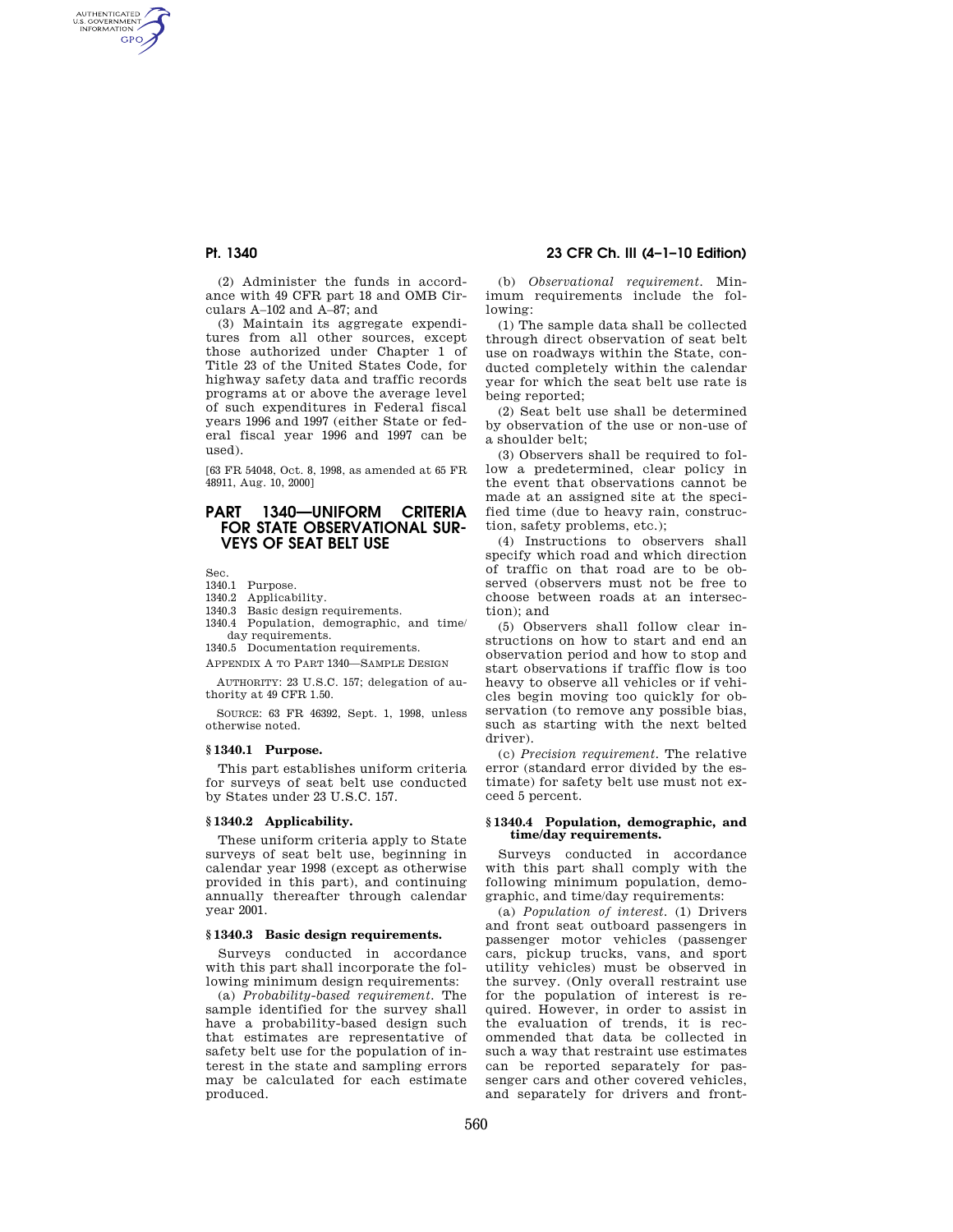(2) Administer the funds in accordance with 49 CFR part 18 and OMB Circulars A–102 and A–87; and

(3) Maintain its aggregate expenditures from all other sources, except those authorized under Chapter 1 of Title 23 of the United States Code, for highway safety data and traffic records programs at or above the average level of such expenditures in Federal fiscal years 1996 and 1997 (either State or federal fiscal year 1996 and 1997 can be used).

[63 FR 54048, Oct. 8, 1998, as amended at 65 FR 48911, Aug. 10, 2000]

# PART 1340—UNIFORM CRITERIA FOR STATE OBSERVATIONAL SURVEYS OF SEAT BELT USE

Sec.
1340.1 Purpose.
1340.2 Applicability.
1340.3 Basic design requirements.
1340.4 Population, demographic, and time/day requirements.
1340.5 Documentation requirements.
APPENDIX A TO PART 1340—SAMPLE DESIGN

AUTHORITY: 23 U.S.C. 157; delegation of authority at 49 CFR 1.50.

SOURCE: 63 FR 46392, Sept. 1, 1998, unless otherwise noted.

## § 1340.1 Purpose.

This part establishes uniform criteria for surveys of seat belt use conducted by States under 23 U.S.C. 157.

## § 1340.2 Applicability.

These uniform criteria apply to State surveys of seat belt use, beginning in calendar year 1998 (except as otherwise provided in this part), and continuing annually thereafter through calendar year 2001.

## § 1340.3 Basic design requirements.

Surveys conducted in accordance with this part shall incorporate the following minimum design requirements:

(a) *Probability-based requirement.* The sample identified for the survey shall have a probability-based design such that estimates are representative of safety belt use for the population of interest in the state and sampling errors may be calculated for each estimate produced.

(b) *Observational requirement.* Minimum requirements include the following:

(1) The sample data shall be collected through direct observation of seat belt use on roadways within the State, conducted completely within the calendar year for which the seat belt use rate is being reported;

(2) Seat belt use shall be determined by observation of the use or non-use of a shoulder belt;

(3) Observers shall be required to follow a predetermined, clear policy in the event that observations cannot be made at an assigned site at the specified time (due to heavy rain, construction, safety problems, etc.);

(4) Instructions to observers shall specify which road and which direction of traffic on that road are to be observed (observers must not be free to choose between roads at an intersection); and

(5) Observers shall follow clear instructions on how to start and end an observation period and how to stop and start observations if traffic flow is too heavy to observe all vehicles or if vehicles begin moving too quickly for observation (to remove any possible bias, such as starting with the next belted driver).

(c) *Precision requirement.* The relative error (standard error divided by the estimate) for safety belt use must not exceed 5 percent.

## § 1340.4 Population, demographic, and time/day requirements.

Surveys conducted in accordance with this part shall comply with the following minimum population, demographic, and time/day requirements:

(a) *Population of interest.* (1) Drivers and front seat outboard passengers in passenger motor vehicles (passenger cars, pickup trucks, vans, and sport utility vehicles) must be observed in the survey. (Only overall restraint use for the population of interest is required. However, in order to assist in the evaluation of trends, it is recommended that data be collected in such a way that restraint use estimates can be reported separately for passenger cars and other covered vehicles, and separately for drivers and front-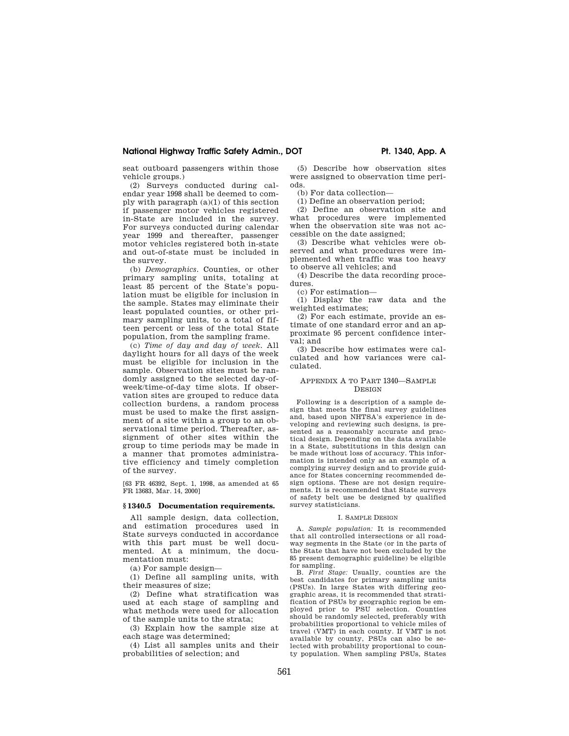seat outboard passengers within those vehicle groups.)

(2) Surveys conducted during calendar year 1998 shall be deemed to comply with paragraph (a)(1) of this section if passenger motor vehicles registered in-State are included in the survey. For surveys conducted during calendar year 1999 and thereafter, passenger motor vehicles registered both in-state and out-of-state must be included in the survey.

(b) *Demographics.* Counties, or other primary sampling units, totaling at least 85 percent of the State's population must be eligible for inclusion in the sample. States may eliminate their least populated counties, or other primary sampling units, to a total of fifteen percent or less of the total State population, from the sampling frame.

(c) *Time of day and day of week.* All daylight hours for all days of the week must be eligible for inclusion in the sample. Observation sites must be randomly assigned to the selected day-of-week/time-of-day time slots. If observation sites are grouped to reduce data collection burdens, a random process must be used to make the first assignment of a site within a group to an observational time period. Thereafter, assignment of other sites within the group to time periods may be made in a manner that promotes administrative efficiency and timely completion of the survey.

[63 FR 46392, Sept. 1, 1998, as amended at 65 FR 13683, Mar. 14, 2000]

## § 1340.5 Documentation requirements.

All sample design, data collection, and estimation procedures used in State surveys conducted in accordance with this part must be well documented. At a minimum, the documentation must:

(a) For sample design—

(1) Define all sampling units, with their measures of size;

(2) Define what stratification was used at each stage of sampling and what methods were used for allocation of the sample units to the strata;

(3) Explain how the sample size at each stage was determined;

(4) List all samples units and their probabilities of selection; and

(5) Describe how observation sites were assigned to observation time periods.

(b) For data collection—

(1) Define an observation period;

(2) Define an observation site and what procedures were implemented when the observation site was not accessible on the date assigned;

(3) Describe what vehicles were observed and what procedures were implemented when traffic was too heavy to observe all vehicles; and

(4) Describe the data recording procedures.

(c) For estimation—

(1) Display the raw data and the weighted estimates;

(2) For each estimate, provide an estimate of one standard error and an approximate 95 percent confidence interval; and

(3) Describe how estimates were calculated and how variances were calculated.

## APPENDIX A TO PART 1340—SAMPLE DESIGN

Following is a description of a sample design that meets the final survey guidelines and, based upon NHTSA's experience in developing and reviewing such designs, is presented as a reasonably accurate and practical design. Depending on the data available in a State, substitutions in this design can be made without loss of accuracy. This information is intended only as an example of a complying survey design and to provide guidance for States concerning recommended design options. These are not design requirements. It is recommended that State surveys of safety belt use be designed by qualified survey statisticians.

### I. SAMPLE DESIGN

A. *Sample population:* It is recommended that all controlled intersections or all roadway segments in the State (or in the parts of the State that have not been excluded by the 85 present demographic guideline) be eligible for sampling.

B. *First Stage:* Usually, counties are the best candidates for primary sampling units (PSUs). In large States with differing geographic areas, it is recommended that stratification of PSUs by geographic region be employed prior to PSU selection. Counties should be randomly selected, preferably with probabilities proportional to vehicle miles of travel (VMT) in each county. If VMT is not available by county, PSUs can also be selected with probability proportional to county population. When sampling PSUs, States